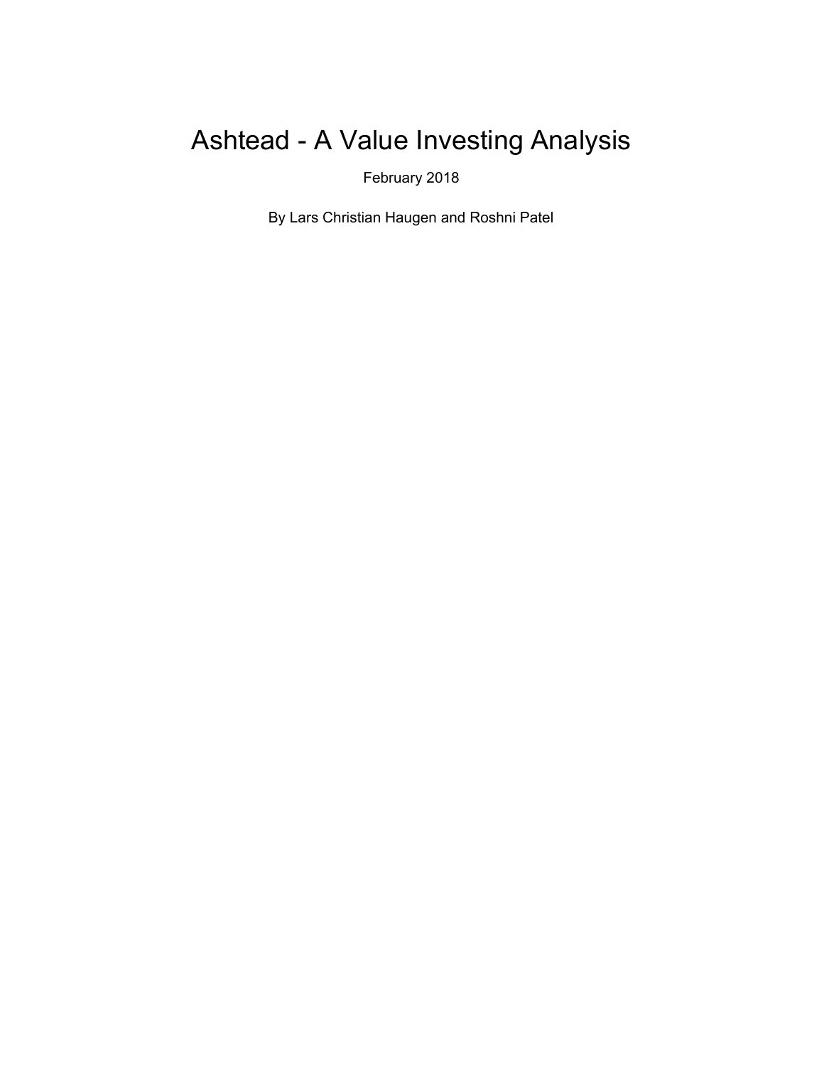# Ashtead - A Value Investing Analysis

February 2018

By Lars Christian Haugen and Roshni Patel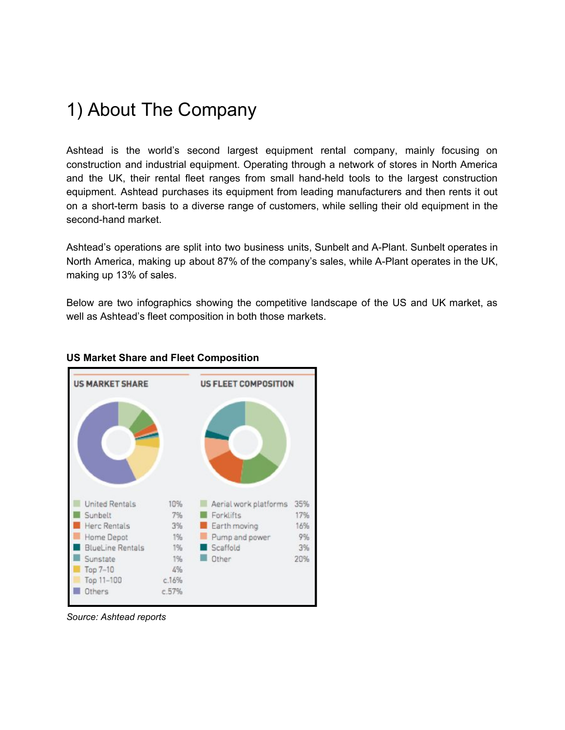# 1) About The Company

Ashtead is the world's second largest equipment rental company, mainly focusing on construction and industrial equipment. Operating through a network of stores in North America and the UK, their rental fleet ranges from small hand-held tools to the largest construction equipment. Ashtead purchases its equipment from leading manufacturers and then rents it out on a short-term basis to a diverse range of customers, while selling their old equipment in the second-hand market.

Ashtead's operations are split into two business units, Sunbelt and A-Plant. Sunbelt operates in North America, making up about 87% of the company's sales, while A-Plant operates in the UK, making up 13% of sales.

Below are two infographics showing the competitive landscape of the US and UK market, as well as Ashtead's fleet composition in both those markets.

**US Market Share and Fleet Composition**

**US MARKET SHARE**

| Company | Share |
|---|---|
| United Rentals | 10% |
| Sunbelt | 7% |
| Herc Rentals | 3% |
| Home Depot | 1% |
| BlueLine Rentals | 1% |
| Sunstate | 1% |
| Top 7–10 | 4% |
| Top 11–100 | c.16% |
| Others | c.57% |

**US FLEET COMPOSITION**

| Category | Share |
|---|---|
| Aerial work platforms | 35% |
| Forklifts | 17% |
| Earth moving | 16% |
| Pump and power | 9% |
| Scaffold | 3% |
| Other | 20% |

*Source: Ashtead reports*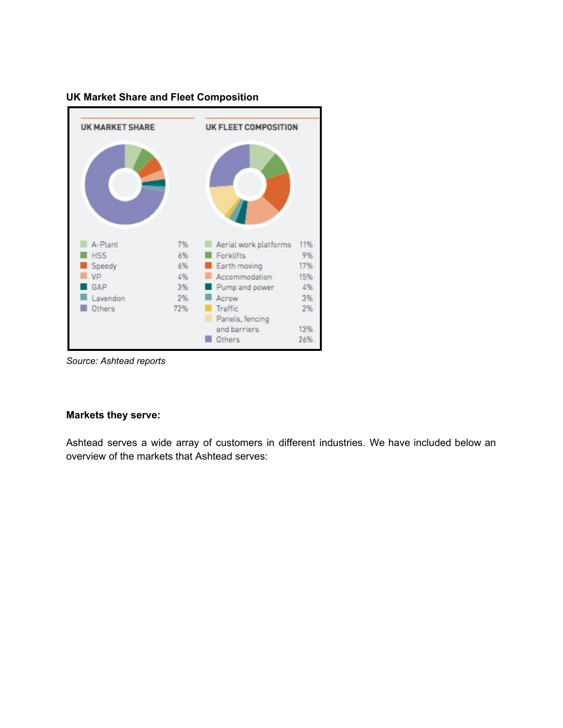**UK Market Share and Fleet Composition**

**UK MARKET SHARE**

| Company | Share |
| --- | --- |
| A-Plant | 7% |
| HSS | 6% |
| Speedy | 6% |
| VP | 4% |
| GAP | 3% |
| Lavendon | 2% |
| Others | 72% |

**UK FLEET COMPOSITION**

| Category | Share |
| --- | --- |
| Aerial work platforms | 11% |
| Forklifts | 9% |
| Earth moving | 17% |
| Accommodation | 15% |
| Pump and power | 4% |
| Acrow | 3% |
| Traffic | 2% |
| Panels, fencing and barriers | 13% |
| Others | 26% |

*Source: Ashtead reports*

**Markets they serve:**

Ashtead serves a wide array of customers in different industries. We have included below an overview of the markets that Ashtead serves: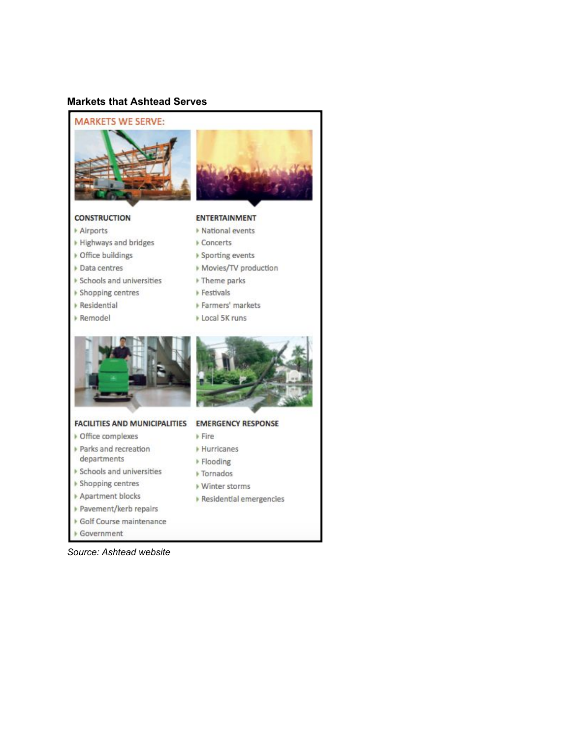**Markets that Ashtead Serves**

MARKETS WE SERVE:

**CONSTRUCTION**
- Airports
- Highways and bridges
- Office buildings
- Data centres
- Schools and universities
- Shopping centres
- Residential
- Remodel

**ENTERTAINMENT**
- National events
- Concerts
- Sporting events
- Movies/TV production
- Theme parks
- Festivals
- Farmers' markets
- Local 5K runs

**FACILITIES AND MUNICIPALITIES**
- Office complexes
- Parks and recreation departments
- Schools and universities
- Shopping centres
- Apartment blocks
- Pavement/kerb repairs
- Golf Course maintenance
- Government

**EMERGENCY RESPONSE**
- Fire
- Hurricanes
- Flooding
- Tornados
- Winter storms
- Residential emergencies

*Source: Ashtead website*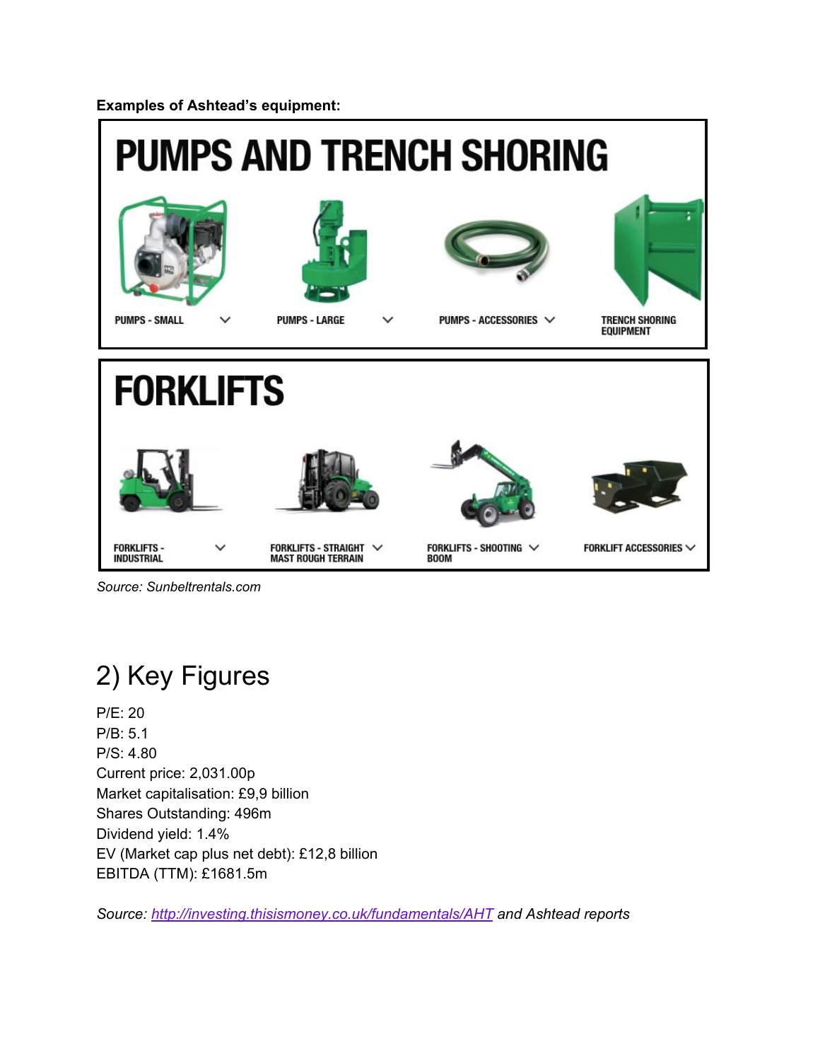**Examples of Ashtead's equipment:**

# PUMPS AND TRENCH SHORING

PUMPS - SMALL

PUMPS - LARGE

PUMPS - ACCESSORIES

TRENCH SHORING EQUIPMENT

# FORKLIFTS

FORKLIFTS - INDUSTRIAL

FORKLIFTS - STRAIGHT MAST ROUGH TERRAIN

FORKLIFTS - SHOOTING BOOM

FORKLIFT ACCESSORIES

*Source: Sunbeltrentals.com*

# 2) Key Figures

P/E: 20
P/B: 5.1
P/S: 4.80
Current price: 2,031.00p
Market capitalisation: £9,9 billion
Shares Outstanding: 496m
Dividend yield: 1.4%
EV (Market cap plus net debt): £12,8 billion
EBITDA (TTM): £1681.5m

*Source: [http://investing.thisismoney.co.uk/fundamentals/AHT](http://investing.thisismoney.co.uk/fundamentals/AHT) and Ashtead reports*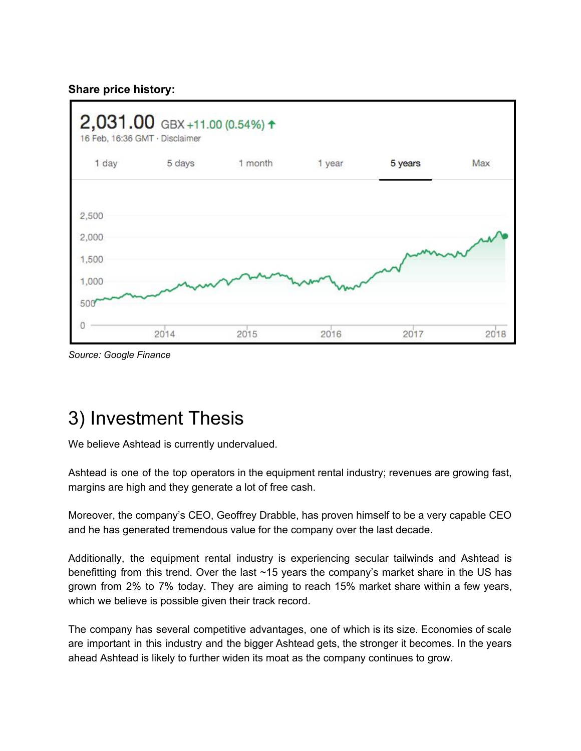**Share price history:**

Source: Google Finance

# 3) Investment Thesis

We believe Ashtead is currently undervalued.

Ashtead is one of the top operators in the equipment rental industry; revenues are growing fast, margins are high and they generate a lot of free cash.

Moreover, the company's CEO, Geoffrey Drabble, has proven himself to be a very capable CEO and he has generated tremendous value for the company over the last decade.

Additionally, the equipment rental industry is experiencing secular tailwinds and Ashtead is benefitting from this trend. Over the last ~15 years the company's market share in the US has grown from 2% to 7% today. They are aiming to reach 15% market share within a few years, which we believe is possible given their track record.

The company has several competitive advantages, one of which is its size. Economies of scale are important in this industry and the bigger Ashtead gets, the stronger it becomes. In the years ahead Ashtead is likely to further widen its moat as the company continues to grow.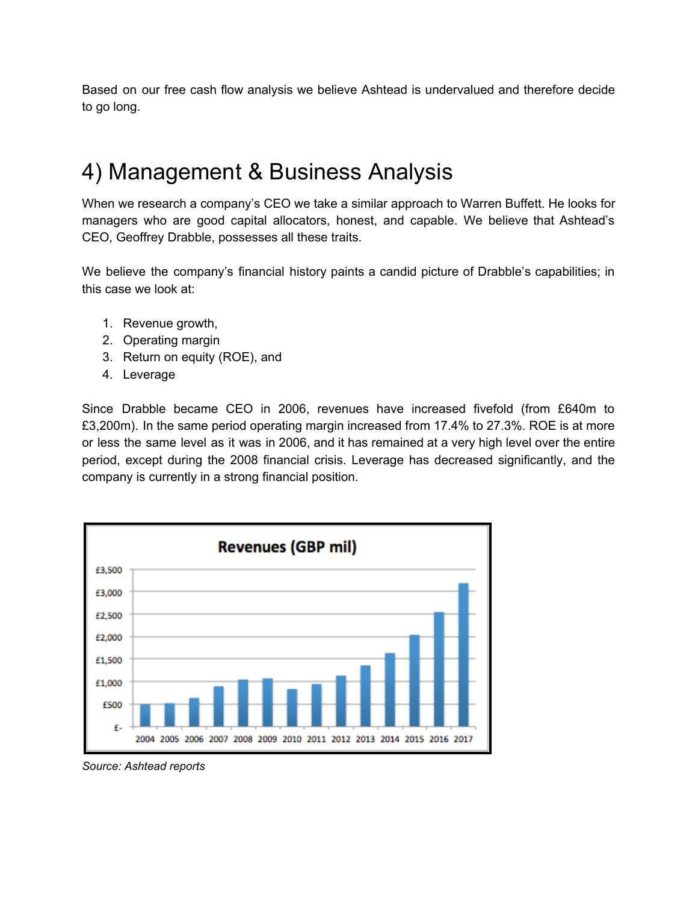Based on our free cash flow analysis we believe Ashtead is undervalued and therefore decide to go long.

# 4) Management & Business Analysis

When we research a company's CEO we take a similar approach to Warren Buffett. He looks for managers who are good capital allocators, honest, and capable. We believe that Ashtead's CEO, Geoffrey Drabble, possesses all these traits.

We believe the company's financial history paints a candid picture of Drabble's capabilities; in this case we look at:

1. Revenue growth,
2. Operating margin
3. Return on equity (ROE), and
4. Leverage

Since Drabble became CEO in 2006, revenues have increased fivefold (from £640m to £3,200m). In the same period operating margin increased from 17.4% to 27.3%. ROE is at more or less the same level as it was in 2006, and it has remained at a very high level over the entire period, except during the 2008 financial crisis. Leverage has decreased significantly, and the company is currently in a strong financial position.

*Source: Ashtead reports*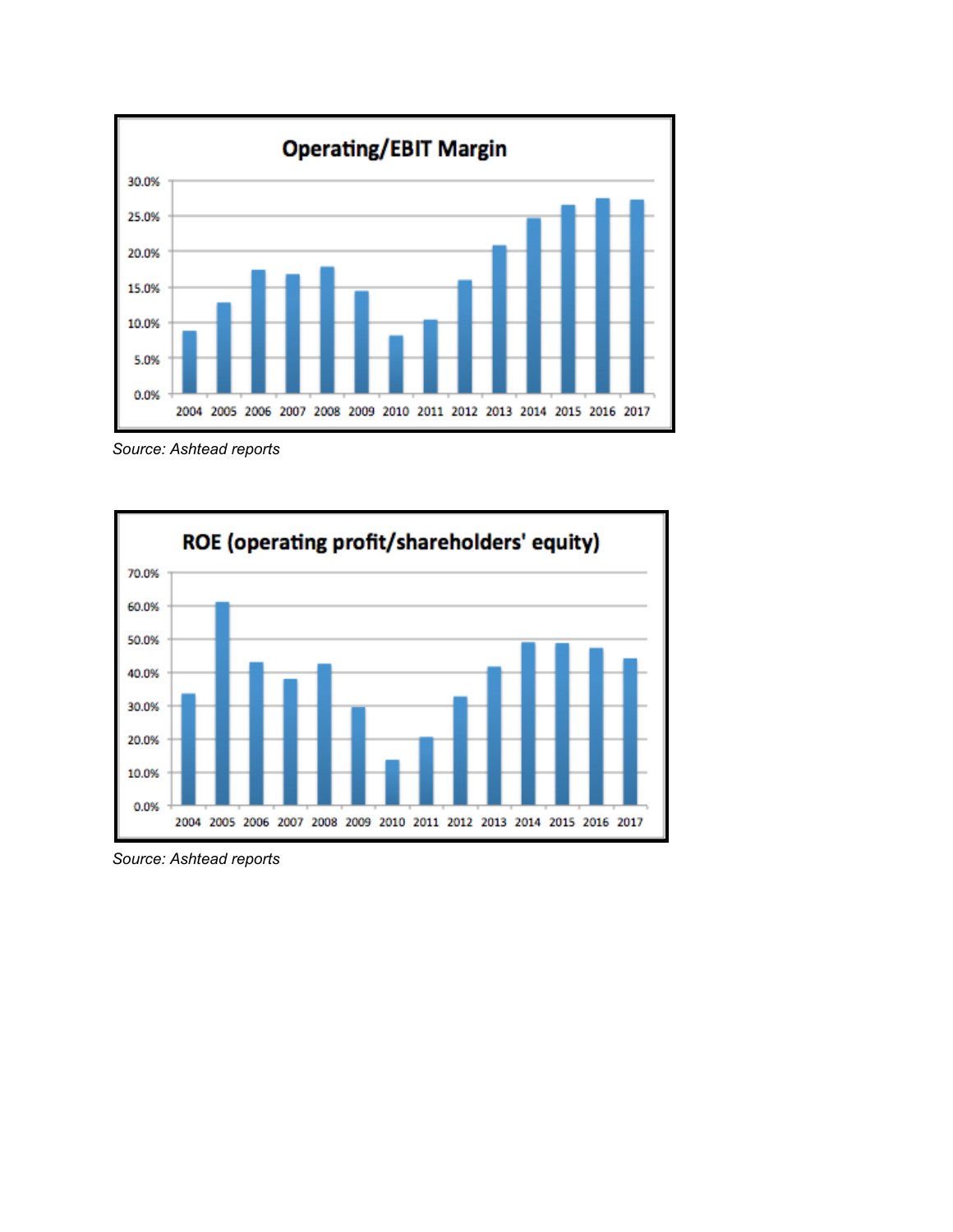**Operating/EBIT Margin**

*Source: Ashtead reports*

**ROE (operating profit/shareholders' equity)**

*Source: Ashtead reports*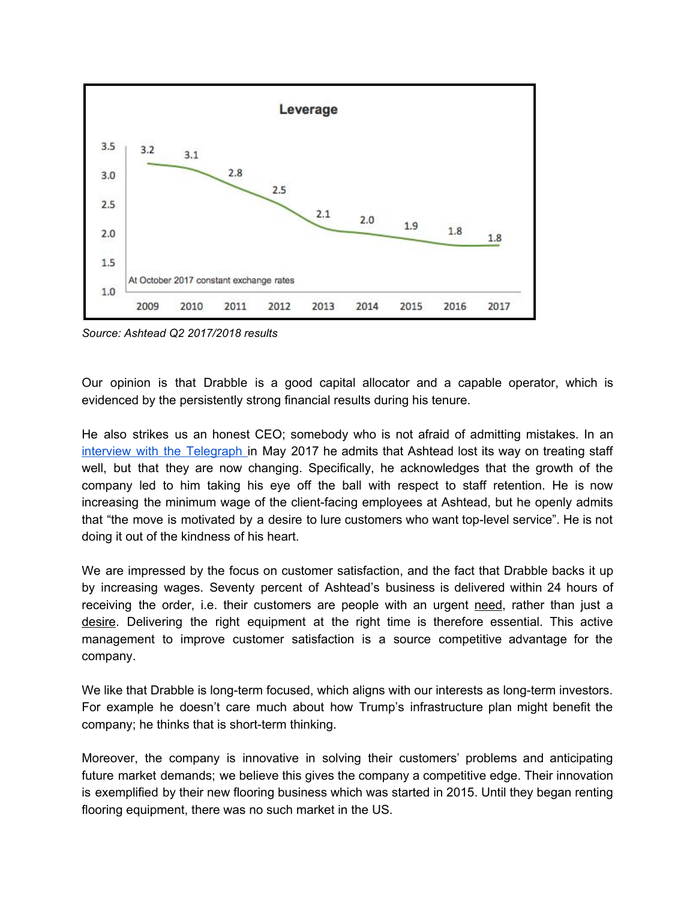*Source: Ashtead Q2 2017/2018 results*

Our opinion is that Drabble is a good capital allocator and a capable operator, which is evidenced by the persistently strong financial results during his tenure.

He also strikes us an honest CEO; somebody who is not afraid of admitting mistakes. In an interview with the Telegraph in May 2017 he admits that Ashtead lost its way on treating staff well, but that they are now changing. Specifically, he acknowledges that the growth of the company led to him taking his eye off the ball with respect to staff retention. He is now increasing the minimum wage of the client-facing employees at Ashtead, but he openly admits that “the move is motivated by a desire to lure customers who want top-level service”. He is not doing it out of the kindness of his heart.

We are impressed by the focus on customer satisfaction, and the fact that Drabble backs it up by increasing wages. Seventy percent of Ashtead’s business is delivered within 24 hours of receiving the order, i.e. their customers are people with an urgent need, rather than just a desire. Delivering the right equipment at the right time is therefore essential. This active management to improve customer satisfaction is a source competitive advantage for the company.

We like that Drabble is long-term focused, which aligns with our interests as long-term investors. For example he doesn’t care much about how Trump’s infrastructure plan might benefit the company; he thinks that is short-term thinking.

Moreover, the company is innovative in solving their customers’ problems and anticipating future market demands; we believe this gives the company a competitive edge. Their innovation is exemplified by their new flooring business which was started in 2015. Until they began renting flooring equipment, there was no such market in the US.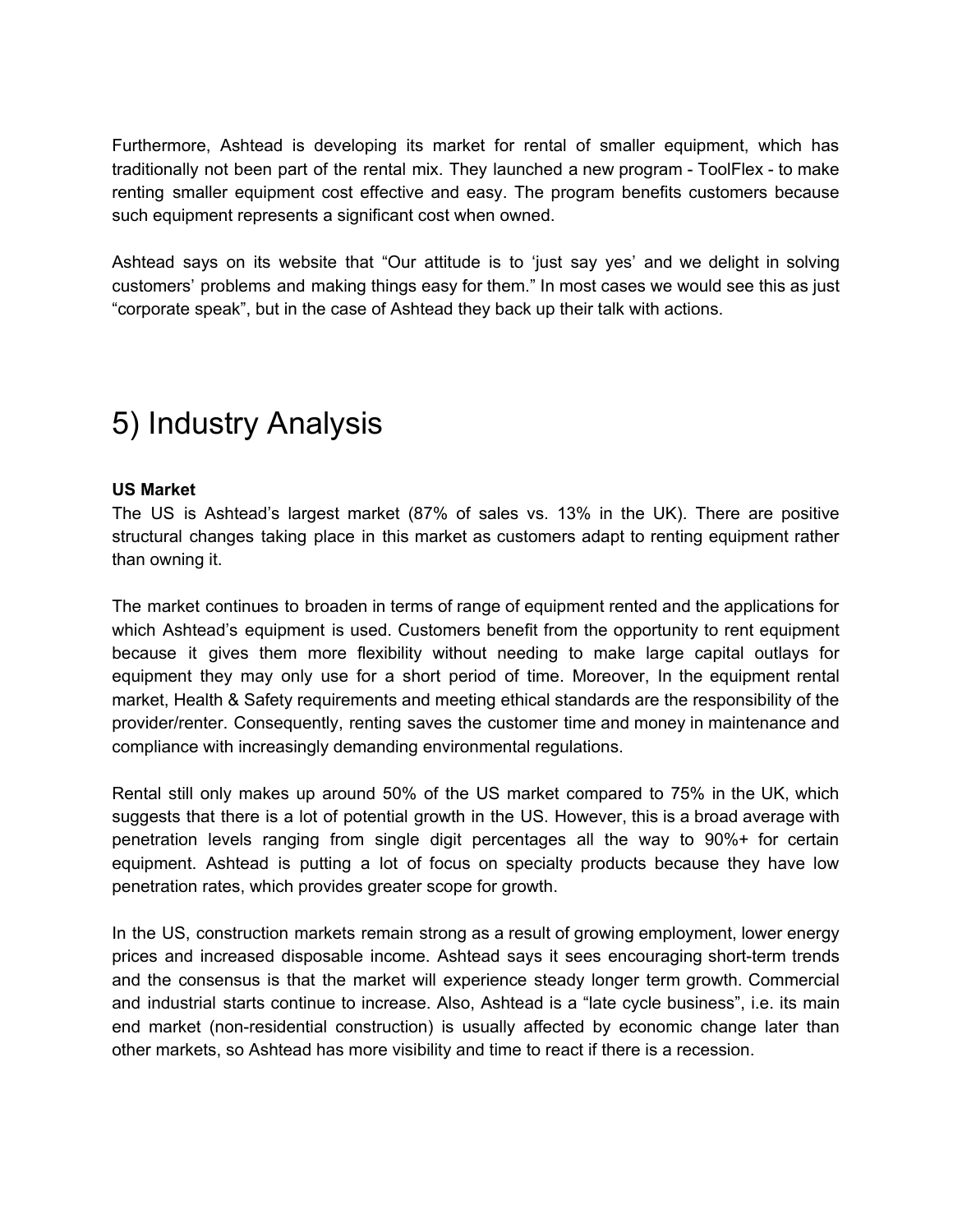Furthermore, Ashtead is developing its market for rental of smaller equipment, which has traditionally not been part of the rental mix. They launched a new program - ToolFlex - to make renting smaller equipment cost effective and easy. The program benefits customers because such equipment represents a significant cost when owned.

Ashtead says on its website that "Our attitude is to 'just say yes' and we delight in solving customers' problems and making things easy for them." In most cases we would see this as just "corporate speak", but in the case of Ashtead they back up their talk with actions.

# 5) Industry Analysis

**US Market**

The US is Ashtead's largest market (87% of sales vs. 13% in the UK). There are positive structural changes taking place in this market as customers adapt to renting equipment rather than owning it.

The market continues to broaden in terms of range of equipment rented and the applications for which Ashtead's equipment is used. Customers benefit from the opportunity to rent equipment because it gives them more flexibility without needing to make large capital outlays for equipment they may only use for a short period of time. Moreover, In the equipment rental market, Health & Safety requirements and meeting ethical standards are the responsibility of the provider/renter. Consequently, renting saves the customer time and money in maintenance and compliance with increasingly demanding environmental regulations.

Rental still only makes up around 50% of the US market compared to 75% in the UK, which suggests that there is a lot of potential growth in the US. However, this is a broad average with penetration levels ranging from single digit percentages all the way to 90%+ for certain equipment. Ashtead is putting a lot of focus on specialty products because they have low penetration rates, which provides greater scope for growth.

In the US, construction markets remain strong as a result of growing employment, lower energy prices and increased disposable income. Ashtead says it sees encouraging short-term trends and the consensus is that the market will experience steady longer term growth. Commercial and industrial starts continue to increase. Also, Ashtead is a "late cycle business", i.e. its main end market (non-residential construction) is usually affected by economic change later than other markets, so Ashtead has more visibility and time to react if there is a recession.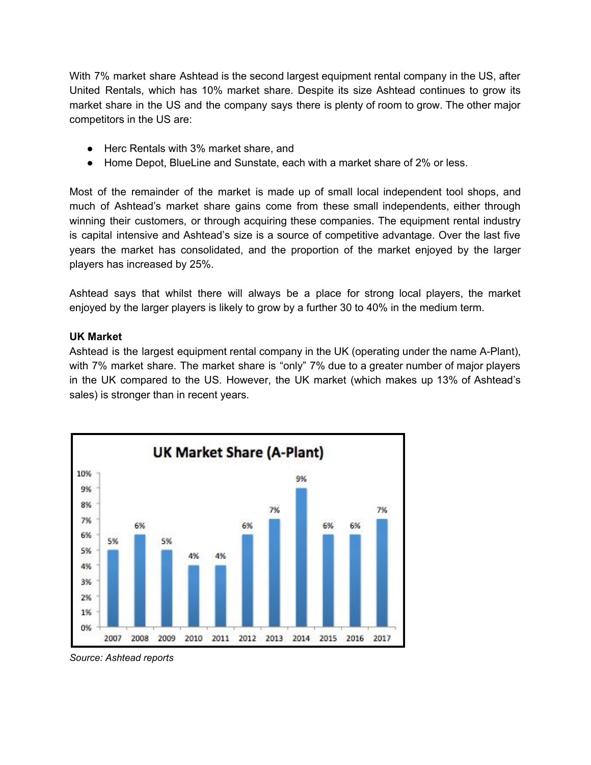With 7% market share Ashtead is the second largest equipment rental company in the US, after United Rentals, which has 10% market share. Despite its size Ashtead continues to grow its market share in the US and the company says there is plenty of room to grow. The other major competitors in the US are:

- Herc Rentals with 3% market share, and
- Home Depot, BlueLine and Sunstate, each with a market share of 2% or less.

Most of the remainder of the market is made up of small local independent tool shops, and much of Ashtead's market share gains come from these small independents, either through winning their customers, or through acquiring these companies. The equipment rental industry is capital intensive and Ashtead's size is a source of competitive advantage. Over the last five years the market has consolidated, and the proportion of the market enjoyed by the larger players has increased by 25%.

Ashtead says that whilst there will always be a place for strong local players, the market enjoyed by the larger players is likely to grow by a further 30 to 40% in the medium term.

**UK Market**

Ashtead is the largest equipment rental company in the UK (operating under the name A-Plant), with 7% market share. The market share is "only" 7% due to a greater number of major players in the UK compared to the US. However, the UK market (which makes up 13% of Ashtead's sales) is stronger than in recent years.

**UK Market Share (A-Plant)**

| Year | 2007 | 2008 | 2009 | 2010 | 2011 | 2012 | 2013 | 2014 | 2015 | 2016 | 2017 |
|---|---|---|---|---|---|---|---|---|---|---|---|
| Market share | 5% | 6% | 5% | 4% | 4% | 6% | 7% | 9% | 6% | 6% | 7% |

*Source: Ashtead reports*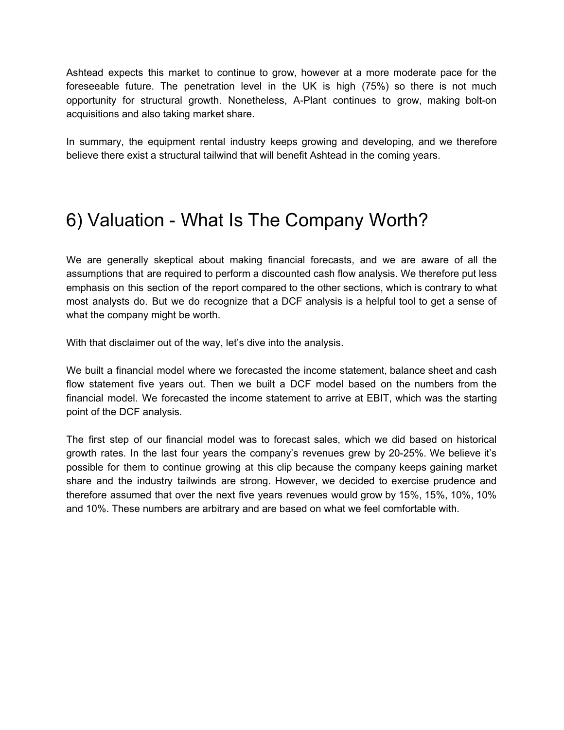Ashtead expects this market to continue to grow, however at a more moderate pace for the foreseeable future. The penetration level in the UK is high (75%) so there is not much opportunity for structural growth. Nonetheless, A-Plant continues to grow, making bolt-on acquisitions and also taking market share.

In summary, the equipment rental industry keeps growing and developing, and we therefore believe there exist a structural tailwind that will benefit Ashtead in the coming years.

# 6) Valuation - What Is The Company Worth?

We are generally skeptical about making financial forecasts, and we are aware of all the assumptions that are required to perform a discounted cash flow analysis. We therefore put less emphasis on this section of the report compared to the other sections, which is contrary to what most analysts do. But we do recognize that a DCF analysis is a helpful tool to get a sense of what the company might be worth.

With that disclaimer out of the way, let's dive into the analysis.

We built a financial model where we forecasted the income statement, balance sheet and cash flow statement five years out. Then we built a DCF model based on the numbers from the financial model. We forecasted the income statement to arrive at EBIT, which was the starting point of the DCF analysis.

The first step of our financial model was to forecast sales, which we did based on historical growth rates. In the last four years the company's revenues grew by 20-25%. We believe it's possible for them to continue growing at this clip because the company keeps gaining market share and the industry tailwinds are strong. However, we decided to exercise prudence and therefore assumed that over the next five years revenues would grow by 15%, 15%, 10%, 10% and 10%. These numbers are arbitrary and are based on what we feel comfortable with.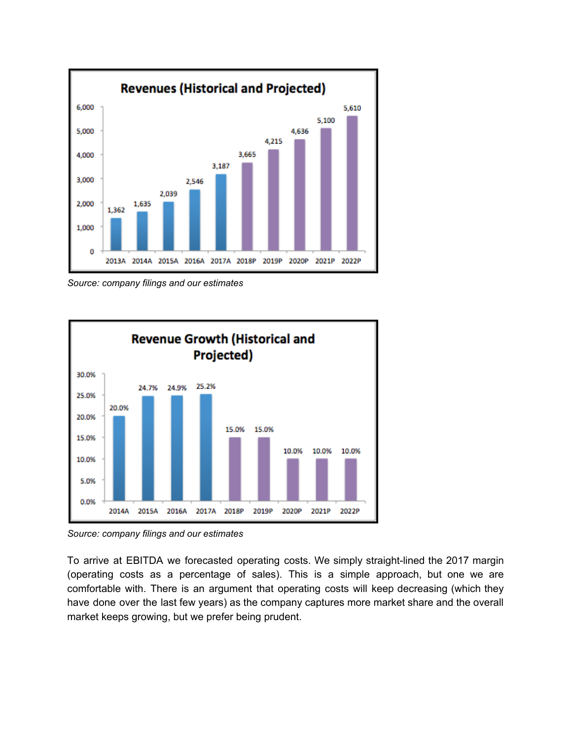**Revenues (Historical and Projected)**

| 2013A | 2014A | 2015A | 2016A | 2017A | 2018P | 2019P | 2020P | 2021P | 2022P |
|---|---|---|---|---|---|---|---|---|---|
| 1,362 | 1,635 | 2,039 | 2,546 | 3,187 | 3,665 | 4,215 | 4,636 | 5,100 | 5,610 |

*Source: company filings and our estimates*

**Revenue Growth (Historical and Projected)**

| 2014A | 2015A | 2016A | 2017A | 2018P | 2019P | 2020P | 2021P | 2022P |
|---|---|---|---|---|---|---|---|---|
| 20.0% | 24.7% | 24.9% | 25.2% | 15.0% | 15.0% | 10.0% | 10.0% | 10.0% |

*Source: company filings and our estimates*

To arrive at EBITDA we forecasted operating costs. We simply straight-lined the 2017 margin (operating costs as a percentage of sales). This is a simple approach, but one we are comfortable with. There is an argument that operating costs will keep decreasing (which they have done over the last few years) as the company captures more market share and the overall market keeps growing, but we prefer being prudent.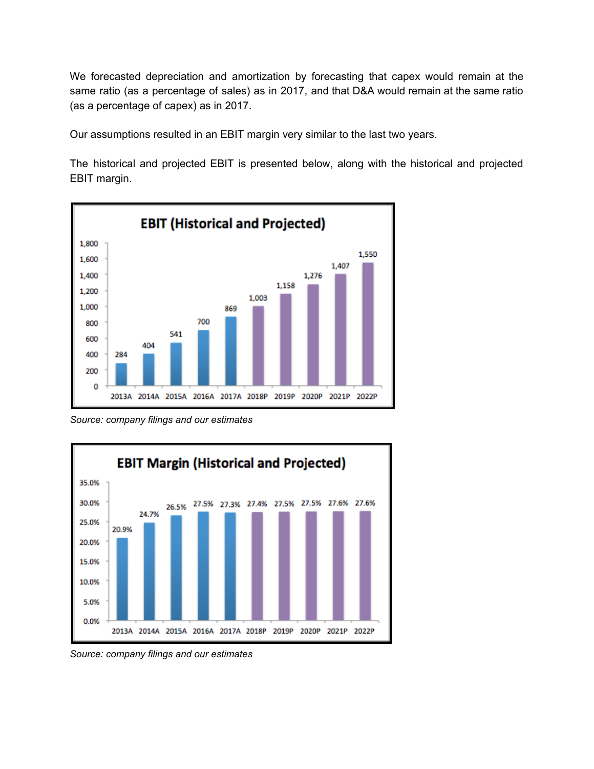We forecasted depreciation and amortization by forecasting that capex would remain at the same ratio (as a percentage of sales) as in 2017, and that D&A would remain at the same ratio (as a percentage of capex) as in 2017.

Our assumptions resulted in an EBIT margin very similar to the last two years.

The historical and projected EBIT is presented below, along with the historical and projected EBIT margin.

**EBIT (Historical and Projected)**

| 2013A | 2014A | 2015A | 2016A | 2017A | 2018P | 2019P | 2020P | 2021P | 2022P |
|---|---|---|---|---|---|---|---|---|---|
| 284 | 404 | 541 | 700 | 869 | 1,003 | 1,158 | 1,276 | 1,407 | 1,550 |

*Source: company filings and our estimates*

**EBIT Margin (Historical and Projected)**

| 2013A | 2014A | 2015A | 2016A | 2017A | 2018P | 2019P | 2020P | 2021P | 2022P |
|---|---|---|---|---|---|---|---|---|---|
| 20.9% | 24.7% | 26.5% | 27.5% | 27.3% | 27.4% | 27.5% | 27.5% | 27.6% | 27.6% |

*Source: company filings and our estimates*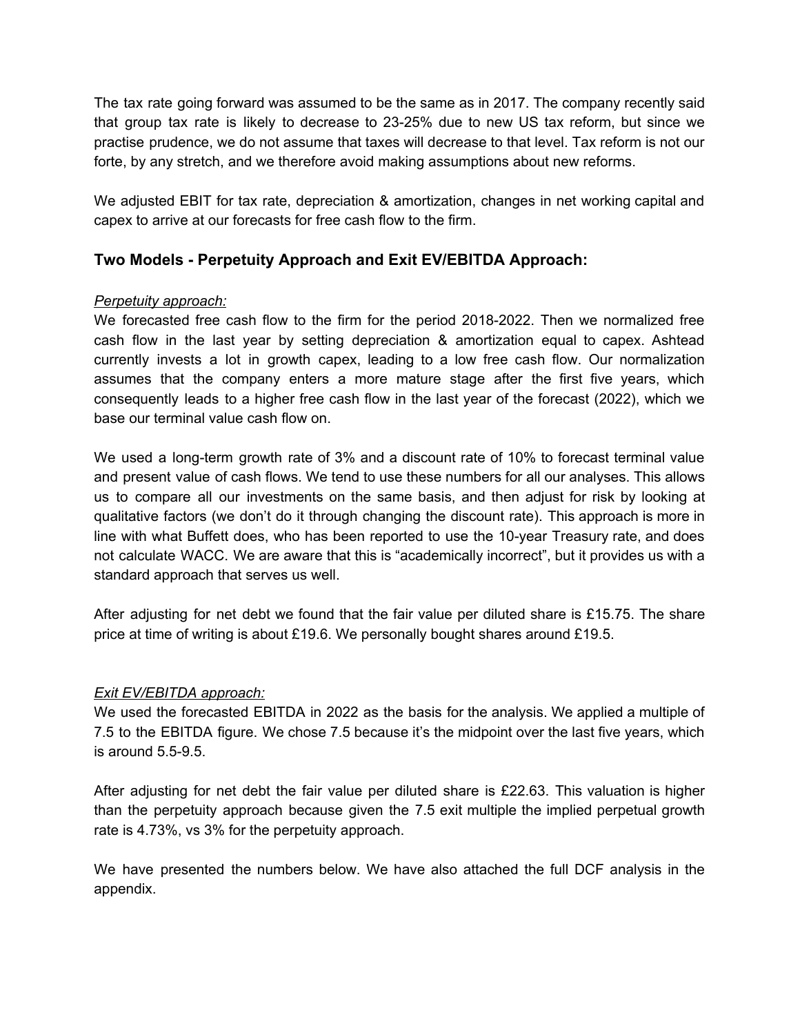The tax rate going forward was assumed to be the same as in 2017. The company recently said that group tax rate is likely to decrease to 23-25% due to new US tax reform, but since we practise prudence, we do not assume that taxes will decrease to that level. Tax reform is not our forte, by any stretch, and we therefore avoid making assumptions about new reforms.

We adjusted EBIT for tax rate, depreciation & amortization, changes in net working capital and capex to arrive at our forecasts for free cash flow to the firm.

## Two Models - Perpetuity Approach and Exit EV/EBITDA Approach:

*Perpetuity approach:*

We forecasted free cash flow to the firm for the period 2018-2022. Then we normalized free cash flow in the last year by setting depreciation & amortization equal to capex. Ashtead currently invests a lot in growth capex, leading to a low free cash flow. Our normalization assumes that the company enters a more mature stage after the first five years, which consequently leads to a higher free cash flow in the last year of the forecast (2022), which we base our terminal value cash flow on.

We used a long-term growth rate of 3% and a discount rate of 10% to forecast terminal value and present value of cash flows. We tend to use these numbers for all our analyses. This allows us to compare all our investments on the same basis, and then adjust for risk by looking at qualitative factors (we don't do it through changing the discount rate). This approach is more in line with what Buffett does, who has been reported to use the 10-year Treasury rate, and does not calculate WACC. We are aware that this is "academically incorrect", but it provides us with a standard approach that serves us well.

After adjusting for net debt we found that the fair value per diluted share is £15.75. The share price at time of writing is about £19.6. We personally bought shares around £19.5.

*Exit EV/EBITDA approach:*

We used the forecasted EBITDA in 2022 as the basis for the analysis. We applied a multiple of 7.5 to the EBITDA figure. We chose 7.5 because it's the midpoint over the last five years, which is around 5.5-9.5.

After adjusting for net debt the fair value per diluted share is £22.63. This valuation is higher than the perpetuity approach because given the 7.5 exit multiple the implied perpetual growth rate is 4.73%, vs 3% for the perpetuity approach.

We have presented the numbers below. We have also attached the full DCF analysis in the appendix.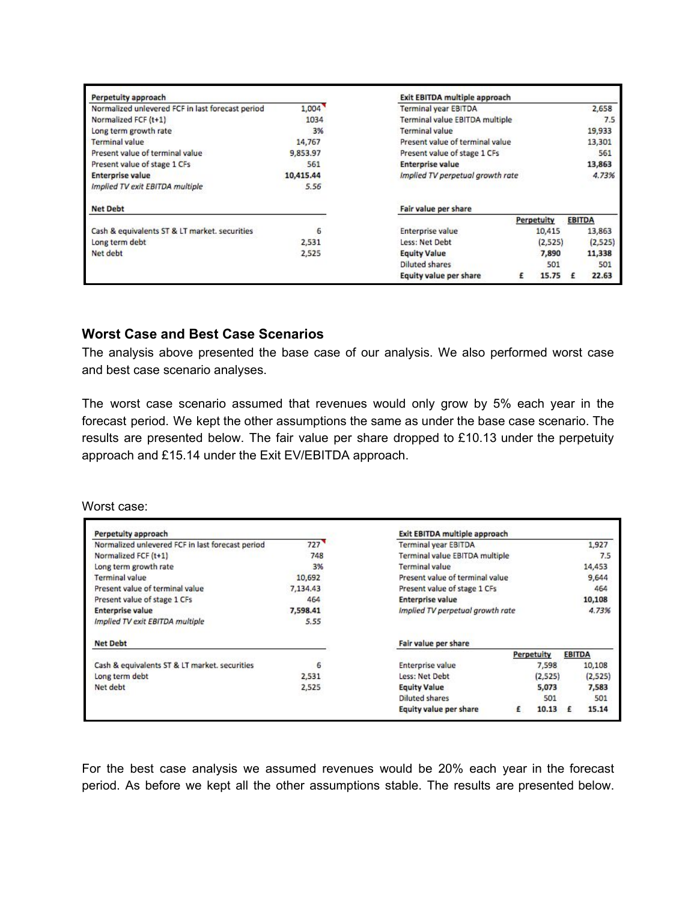| Perpetuity approach | | Exit EBITDA multiple approach | |
|---|---|---|---|
| Normalized unlevered FCF in last forecast period | 1,004 | Terminal year EBITDA | 2,658 |
| Normalized FCF (t+1) | 1034 | Terminal value EBITDA multiple | 7.5 |
| Long term growth rate | 3% | Terminal value | 19,933 |
| Terminal value | 14,767 | Present value of terminal value | 13,301 |
| Present value of terminal value | 9,853.97 | Present value of stage 1 CFs | 561 |
| Present value of stage 1 CFs | 561 | **Enterprise value** | **13,863** |
| **Enterprise value** | **10,415.44** | *Implied TV perpetual growth rate* | *4.73%* |
| *Implied TV exit EBITDA multiple* | *5.56* | | |

| Net Debt | |
|---|---|
| Cash & equivalents ST & LT market. securities | 6 |
| Long term debt | 2,531 |
| Net debt | 2,525 |

| Fair value per share | Perpetuity | EBITDA |
|---|---|---|
| Enterprise value | 10,415 | 13,863 |
| Less: Net Debt | (2,525) | (2,525) |
| **Equity Value** | **7,890** | **11,338** |
| Diluted shares | 501 | 501 |
| **Equity value per share** | **£ 15.75** | **£ 22.63** |

### Worst Case and Best Case Scenarios

The analysis above presented the base case of our analysis. We also performed worst case and best case scenario analyses.

The worst case scenario assumed that revenues would only grow by 5% each year in the forecast period. We kept the other assumptions the same as under the base case scenario. The results are presented below. The fair value per share dropped to £10.13 under the perpetuity approach and £15.14 under the Exit EV/EBITDA approach.

Worst case:

| Perpetuity approach | | Exit EBITDA multiple approach | |
|---|---|---|---|
| Normalized unlevered FCF in last forecast period | 727 | Terminal year EBITDA | 1,927 |
| Normalized FCF (t+1) | 748 | Terminal value EBITDA multiple | 7.5 |
| Long term growth rate | 3% | Terminal value | 14,453 |
| Terminal value | 10,692 | Present value of terminal value | 9,644 |
| Present value of terminal value | 7,134.43 | Present value of stage 1 CFs | 464 |
| Present value of stage 1 CFs | 464 | **Enterprise value** | **10,108** |
| **Enterprise value** | **7,598.41** | *Implied TV perpetual growth rate* | *4.73%* |
| *Implied TV exit EBITDA multiple* | *5.55* | | |

| Net Debt | |
|---|---|
| Cash & equivalents ST & LT market. securities | 6 |
| Long term debt | 2,531 |
| Net debt | 2,525 |

| Fair value per share | Perpetuity | EBITDA |
|---|---|---|
| Enterprise value | 7,598 | 10,108 |
| Less: Net Debt | (2,525) | (2,525) |
| **Equity Value** | **5,073** | **7,583** |
| Diluted shares | 501 | 501 |
| **Equity value per share** | **£ 10.13** | **£ 15.14** |

For the best case analysis we assumed revenues would be 20% each year in the forecast period. As before we kept all the other assumptions stable. The results are presented below.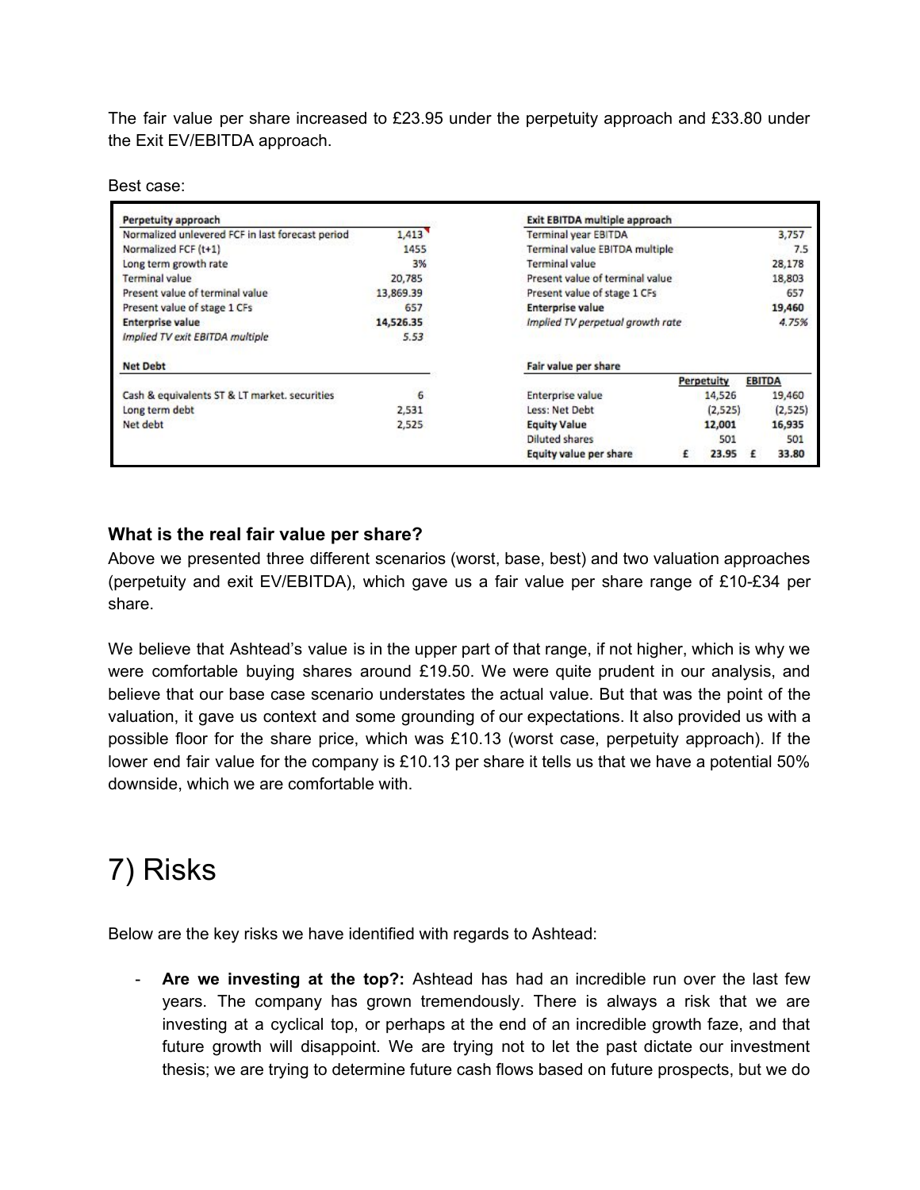The fair value per share increased to £23.95 under the perpetuity approach and £33.80 under the Exit EV/EBITDA approach.

Best case:

| Perpetuity approach | |
|---|---|
| Normalized unlevered FCF in last forecast period | 1,413 |
| Normalized FCF (t+1) | 1455 |
| Long term growth rate | 3% |
| Terminal value | 20,785 |
| Present value of terminal value | 13,869.39 |
| Present value of stage 1 CFs | 657 |
| **Enterprise value** | **14,526.35** |
| *Implied TV exit EBITDA multiple* | *5.53* |

| Net Debt | |
|---|---|
| Cash & equivalents ST & LT market. securities | 6 |
| Long term debt | 2,531 |
| Net debt | 2,525 |

| Exit EBITDA multiple approach | |
|---|---|
| Terminal year EBITDA | 3,757 |
| Terminal value EBITDA multiple | 7.5 |
| Terminal value | 28,178 |
| Present value of terminal value | 18,803 |
| Present value of stage 1 CFs | 657 |
| **Enterprise value** | **19,460** |
| *Implied TV perpetual growth rate* | *4.75%* |

| Fair value per share | Perpetuity | EBITDA |
|---|---|---|
| Enterprise value | 14,526 | 19,460 |
| Less: Net Debt | (2,525) | (2,525) |
| **Equity Value** | **12,001** | **16,935** |
| Diluted shares | 501 | 501 |
| **Equity value per share** | **£ 23.95** | **£ 33.80** |

### What is the real fair value per share?

Above we presented three different scenarios (worst, base, best) and two valuation approaches (perpetuity and exit EV/EBITDA), which gave us a fair value per share range of £10-£34 per share.

We believe that Ashtead's value is in the upper part of that range, if not higher, which is why we were comfortable buying shares around £19.50. We were quite prudent in our analysis, and believe that our base case scenario understates the actual value. But that was the point of the valuation, it gave us context and some grounding of our expectations. It also provided us with a possible floor for the share price, which was £10.13 (worst case, perpetuity approach). If the lower end fair value for the company is £10.13 per share it tells us that we have a potential 50% downside, which we are comfortable with.

# 7) Risks

Below are the key risks we have identified with regards to Ashtead:

- **Are we investing at the top?:** Ashtead has had an incredible run over the last few years. The company has grown tremendously. There is always a risk that we are investing at a cyclical top, or perhaps at the end of an incredible growth faze, and that future growth will disappoint. We are trying not to let the past dictate our investment thesis; we are trying to determine future cash flows based on future prospects, but we do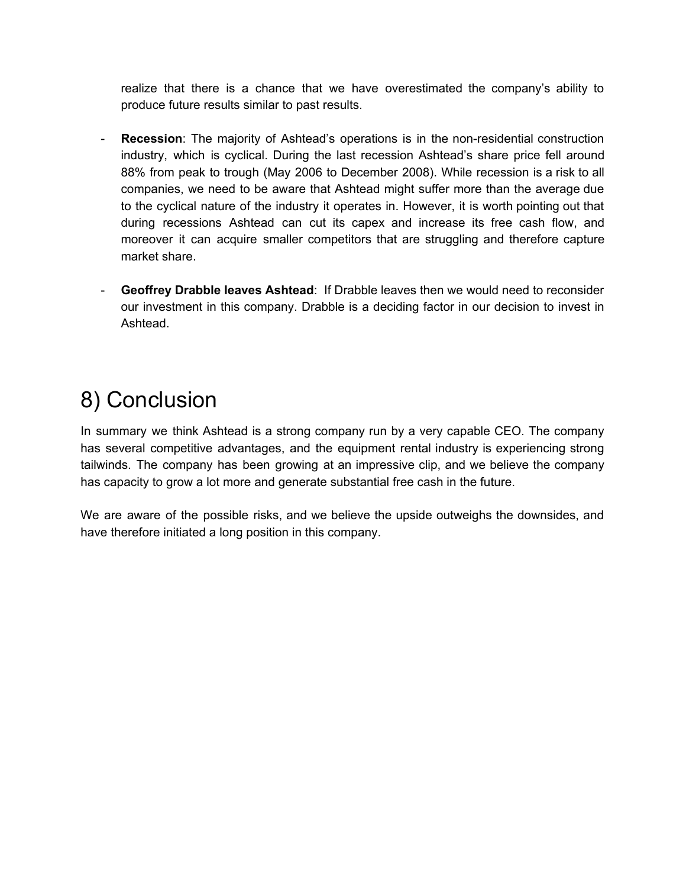realize that there is a chance that we have overestimated the company's ability to produce future results similar to past results.

- **Recession**: The majority of Ashtead's operations is in the non-residential construction industry, which is cyclical. During the last recession Ashtead's share price fell around 88% from peak to trough (May 2006 to December 2008). While recession is a risk to all companies, we need to be aware that Ashtead might suffer more than the average due to the cyclical nature of the industry it operates in. However, it is worth pointing out that during recessions Ashtead can cut its capex and increase its free cash flow, and moreover it can acquire smaller competitors that are struggling and therefore capture market share.

- **Geoffrey Drabble leaves Ashtead**: If Drabble leaves then we would need to reconsider our investment in this company. Drabble is a deciding factor in our decision to invest in Ashtead.

# 8) Conclusion

In summary we think Ashtead is a strong company run by a very capable CEO. The company has several competitive advantages, and the equipment rental industry is experiencing strong tailwinds. The company has been growing at an impressive clip, and we believe the company has capacity to grow a lot more and generate substantial free cash in the future.

We are aware of the possible risks, and we believe the upside outweighs the downsides, and have therefore initiated a long position in this company.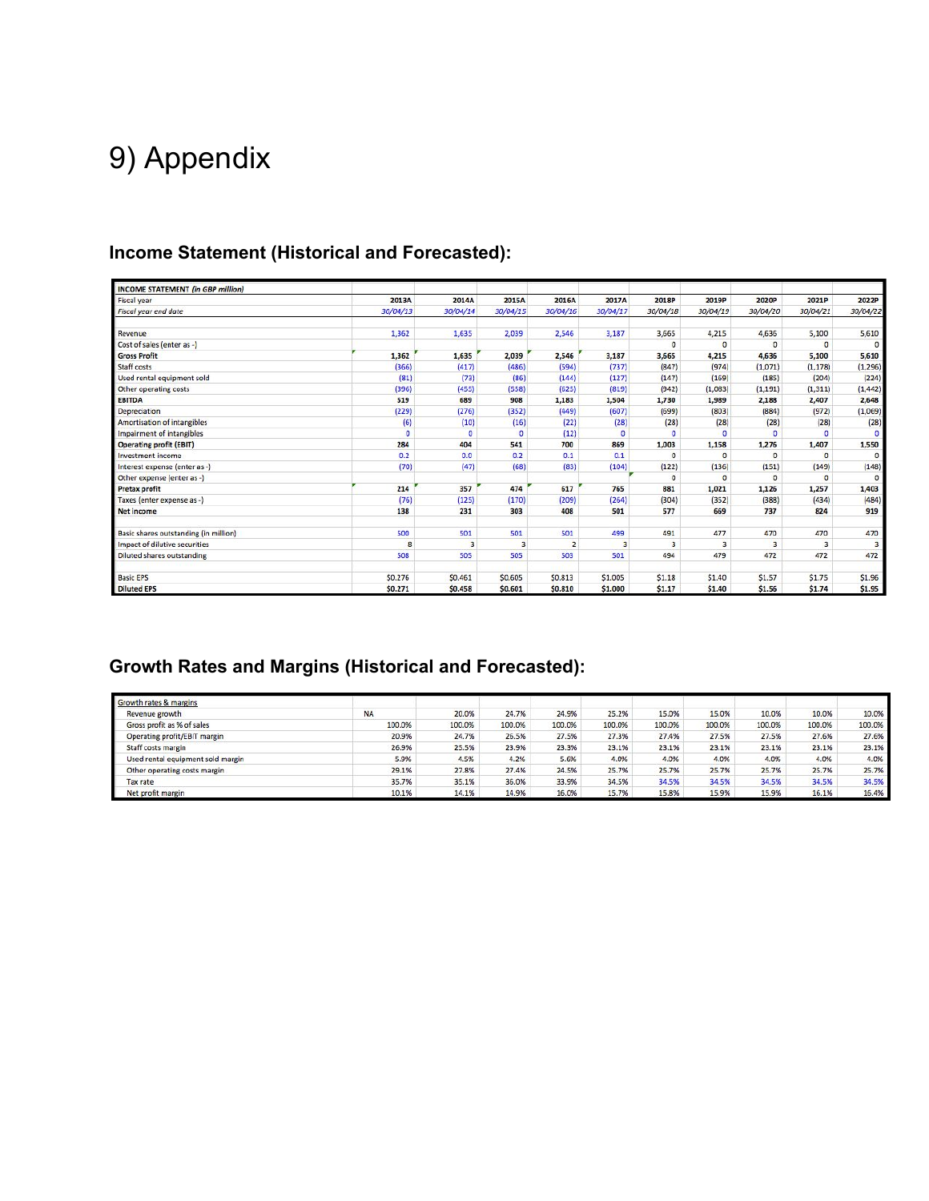# 9) Appendix

### Income Statement (Historical and Forecasted):

| INCOME STATEMENT *(in GBP million)* | | | | | | | | | | |
|---|---|---|---|---|---|---|---|---|---|---|
| Fiscal year | 2013A | 2014A | 2015A | 2016A | 2017A | 2018P | 2019P | 2020P | 2021P | 2022P |
| *Fiscal year end date* | *30/04/13* | *30/04/14* | *30/04/15* | *30/04/16* | *30/04/17* | *30/04/18* | *30/04/19* | *30/04/20* | *30/04/21* | *30/04/22* |
| Revenue | 1,362 | 1,635 | 2,039 | 2,546 | 3,187 | 3,665 | 4,215 | 4,636 | 5,100 | 5,610 |
| Cost of sales (enter as -) | | | | | | 0 | 0 | 0 | 0 | 0 |
| **Gross Profit** | **1,362** | **1,635** | **2,039** | **2,546** | **3,187** | **3,665** | **4,215** | **4,636** | **5,100** | **5,610** |
| Staff costs | (366) | (417) | (486) | (594) | (737) | (847) | (974) | (1,071) | (1,178) | (1,296) |
| Used rental equipment sold | (81) | (73) | (86) | (144) | (127) | (147) | (169) | (185) | (204) | (224) |
| Other operating costs | (396) | (455) | (558) | (625) | (819) | (942) | (1,083) | (1,191) | (1,311) | (1,442) |
| **EBITDA** | **519** | **689** | **908** | **1,183** | **1,504** | **1,730** | **1,989** | **2,188** | **2,407** | **2,648** |
| Depreciation | (229) | (276) | (352) | (449) | (607) | (699) | (803) | (884) | (972) | (1,069) |
| Amortisation of intangibles | (6) | (10) | (16) | (21) | (28) | (28) | (28) | (28) | (28) | (28) |
| Impairment of intangibles | 0 | 0 | 0 | (12) | 0 | 0 | 0 | 0 | 0 | 0 |
| **Operating profit (EBIT)** | **284** | **404** | **541** | **700** | **869** | **1,003** | **1,158** | **1,276** | **1,407** | **1,550** |
| Investment income | 0.2 | 0.0 | 0.2 | 0.1 | 0.1 | 0 | 0 | 0 | 0 | 0 |
| Interest expense (enter as -) | (70) | (47) | (68) | (83) | (104) | (122) | (136) | (151) | (149) | (148) |
| Other expense (enter as -) | | | | | | 0 | 0 | 0 | 0 | 0 |
| **Pretax profit** | **214** | **357** | **474** | **617** | **765** | **881** | **1,021** | **1,126** | **1,257** | **1,403** |
| Taxes (enter expense as -) | (76) | (125) | (170) | (209) | (264) | (304) | (352) | (388) | (434) | (484) |
| **Net income** | **138** | **231** | **303** | **408** | **501** | **577** | **669** | **737** | **824** | **919** |
| Basic shares outstanding (in million) | 500 | 501 | 501 | 501 | 499 | 491 | 477 | 470 | 470 | 470 |
| Impact of dilutive securities | 8 | 3 | 3 | 2 | 3 | 3 | 3 | 3 | 3 | 3 |
| Diluted shares outstanding | 508 | 505 | 505 | 503 | 501 | 494 | 479 | 472 | 472 | 472 |
| Basic EPS | $0.276 | $0.461 | $0.605 | $0.813 | $1.005 | $1.18 | $1.40 | $1.57 | $1.75 | $1.96 |
| **Diluted EPS** | **$0.271** | **$0.458** | **$0.601** | **$0.810** | **$1.000** | **$1.17** | **$1.40** | **$1.56** | **$1.74** | **$1.95** |

### Growth Rates and Margins (Historical and Forecasted):

| Growth rates & margins | | | | | | | | | | |
|---|---|---|---|---|---|---|---|---|---|---|
| Revenue growth | NA | 20.0% | 24.7% | 24.9% | 25.2% | 15.0% | 15.0% | 10.0% | 10.0% | 10.0% |
| Gross profit as % of sales | 100.0% | 100.0% | 100.0% | 100.0% | 100.0% | 100.0% | 100.0% | 100.0% | 100.0% | 100.0% |
| Operating profit/EBIT margin | 20.9% | 24.7% | 26.5% | 27.5% | 27.3% | 27.4% | 27.5% | 27.5% | 27.6% | 27.6% |
| Staff costs margin | 26.9% | 25.5% | 23.9% | 23.3% | 23.1% | 23.1% | 23.1% | 23.1% | 23.1% | 23.1% |
| Used rental equipment sold margin | 5.9% | 4.5% | 4.2% | 5.6% | 4.0% | 4.0% | 4.0% | 4.0% | 4.0% | 4.0% |
| Other operating costs margin | 29.1% | 27.8% | 27.4% | 24.5% | 25.7% | 25.7% | 25.7% | 25.7% | 25.7% | 25.7% |
| Tax rate | 35.7% | 35.1% | 36.0% | 33.9% | 34.5% | 34.5% | 34.5% | 34.5% | 34.5% | 34.5% |
| Net profit margin | 10.1% | 14.1% | 14.9% | 16.0% | 15.7% | 15.8% | 15.9% | 15.9% | 16.1% | 16.4% |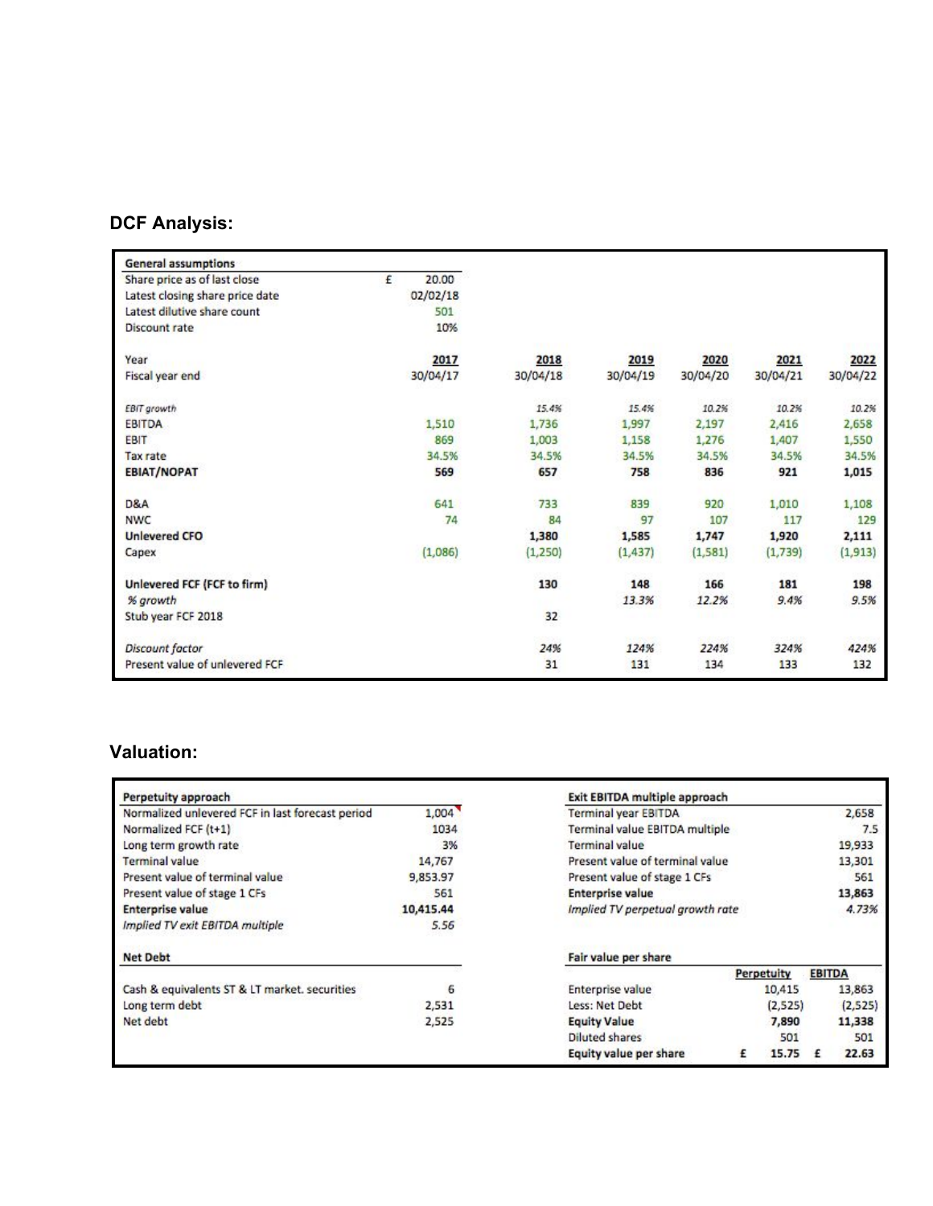### DCF Analysis:

| General assumptions | | | | | | |
|---|---|---|---|---|---|---|
| Share price as of last close | £ 20.00 | | | | | |
| Latest closing share price date | 02/02/18 | | | | | |
| Latest dilutive share count | 501 | | | | | |
| Discount rate | 10% | | | | | |
| | | | | | | |
| Year | 2017 | 2018 | 2019 | 2020 | 2021 | 2022 |
| Fiscal year end | 30/04/17 | 30/04/18 | 30/04/19 | 30/04/20 | 30/04/21 | 30/04/22 |
| | | | | | | |
| *EBIT growth* | | *15.4%* | *15.4%* | *10.2%* | *10.2%* | *10.2%* |
| EBITDA | 1,510 | 1,736 | 1,997 | 2,197 | 2,416 | 2,658 |
| EBIT | 869 | 1,003 | 1,158 | 1,276 | 1,407 | 1,550 |
| Tax rate | 34.5% | 34.5% | 34.5% | 34.5% | 34.5% | 34.5% |
| **EBIAT/NOPAT** | **569** | **657** | **758** | **836** | **921** | **1,015** |
| | | | | | | |
| D&A | 641 | 733 | 839 | 920 | 1,010 | 1,108 |
| NWC | 74 | 84 | 97 | 107 | 117 | 129 |
| **Unlevered CFO** | | **1,380** | **1,585** | **1,747** | **1,920** | **2,111** |
| Capex | (1,086) | (1,250) | (1,437) | (1,581) | (1,739) | (1,913) |
| | | | | | | |
| **Unlevered FCF (FCF to firm)** | | **130** | **148** | **166** | **181** | **198** |
| *% growth* | | | *13.3%* | *12.2%* | *9.4%* | *9.5%* |
| Stub year FCF 2018 | | 32 | | | | |
| | | | | | | |
| *Discount factor* | | *24%* | *124%* | *224%* | *324%* | *424%* |
| Present value of unlevered FCF | | 31 | 131 | 134 | 133 | 132 |

### Valuation:

| Perpetuity approach | |
|---|---|
| Normalized unlevered FCF in last forecast period | 1,004 |
| Normalized FCF (t+1) | 1034 |
| Long term growth rate | 3% |
| Terminal value | 14,767 |
| Present value of terminal value | 9,853.97 |
| Present value of stage 1 CFs | 561 |
| **Enterprise value** | **10,415.44** |
| *Implied TV exit EBITDA multiple* | *5.56* |

| Exit EBITDA multiple approach | |
|---|---|
| Terminal year EBITDA | 2,658 |
| Terminal value EBITDA multiple | 7.5 |
| Terminal value | 19,933 |
| Present value of terminal value | 13,301 |
| Present value of stage 1 CFs | 561 |
| **Enterprise value** | **13,863** |
| *Implied TV perpetual growth rate* | *4.73%* |

| Net Debt | |
|---|---|
| Cash & equivalents ST & LT market. securities | 6 |
| Long term debt | 2,531 |
| Net debt | 2,525 |

| Fair value per share | Perpetuity | EBITDA |
|---|---|---|
| Enterprise value | 10,415 | 13,863 |
| Less: Net Debt | (2,525) | (2,525) |
| **Equity Value** | **7,890** | **11,338** |
| Diluted shares | 501 | 501 |
| **Equity value per share** | **£ 15.75** | **£ 22.63** |